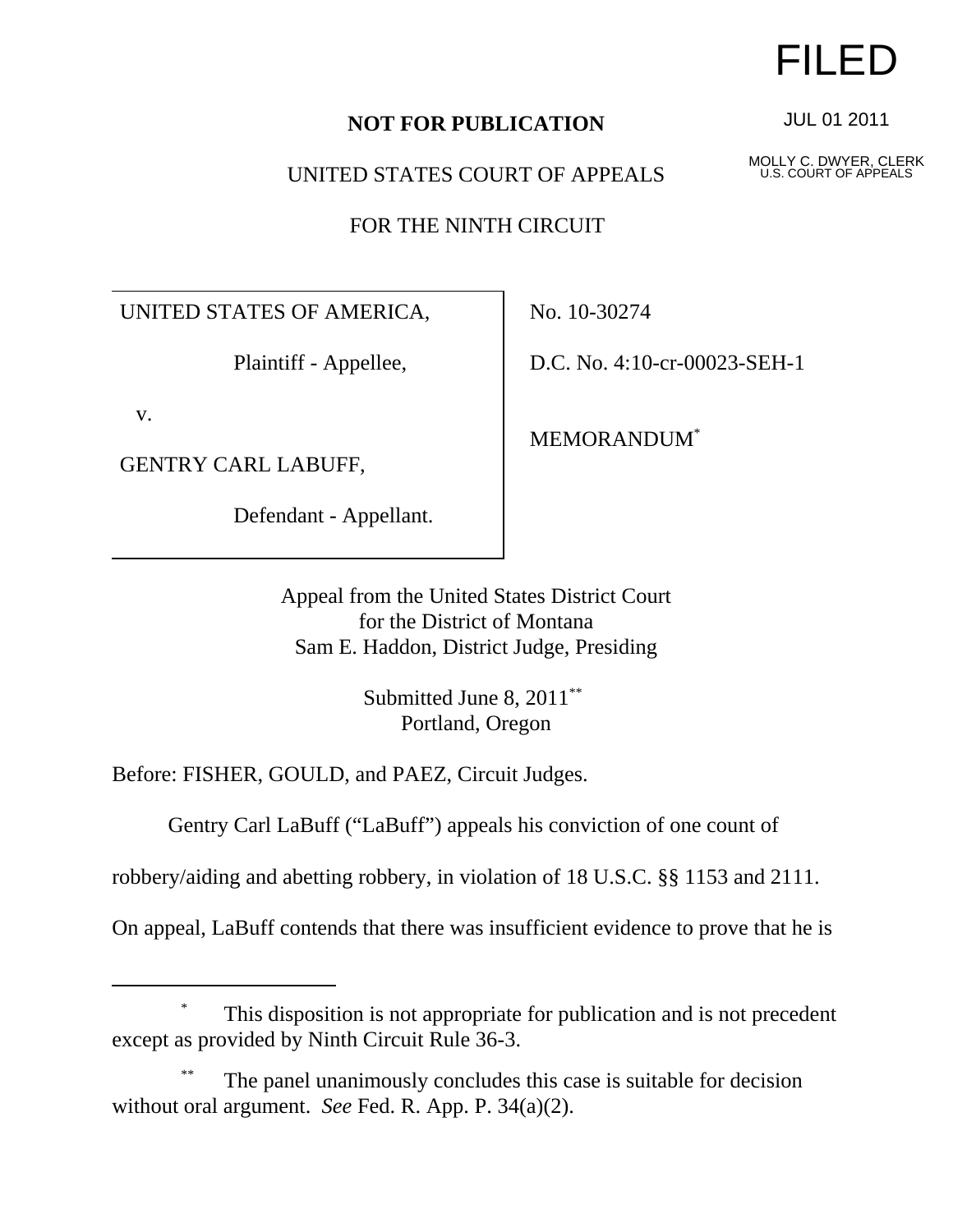FILED

JUL 01 2011

MOLLY C. DWYER, CLERK
U.S. COURT OF APPEALS

**NOT FOR PUBLICATION**

UNITED STATES COURT OF APPEALS

FOR THE NINTH CIRCUIT

| | |
|---|---|
| UNITED STATES OF AMERICA,<br><br>Plaintiff - Appellee,<br><br>v.<br><br>GENTRY CARL LABUFF,<br><br>Defendant - Appellant. | No. 10-30274<br><br>D.C. No. 4:10-cr-00023-SEH-1<br><br>MEMORANDUM[*] |

Appeal from the United States District Court
for the District of Montana
Sam E. Haddon, District Judge, Presiding

Submitted June 8, 2011[**]
Portland, Oregon

Before: FISHER, GOULD, and PAEZ, Circuit Judges.

Gentry Carl LaBuff ("LaBuff") appeals his conviction of one count of robbery/aiding and abetting robbery, in violation of 18 U.S.C. §§ 1153 and 2111. On appeal, LaBuff contends that there was insufficient evidence to prove that he is

---

[*] This disposition is not appropriate for publication and is not precedent except as provided by Ninth Circuit Rule 36-3.

[**] The panel unanimously concludes this case is suitable for decision without oral argument. *See* Fed. R. App. P. 34(a)(2).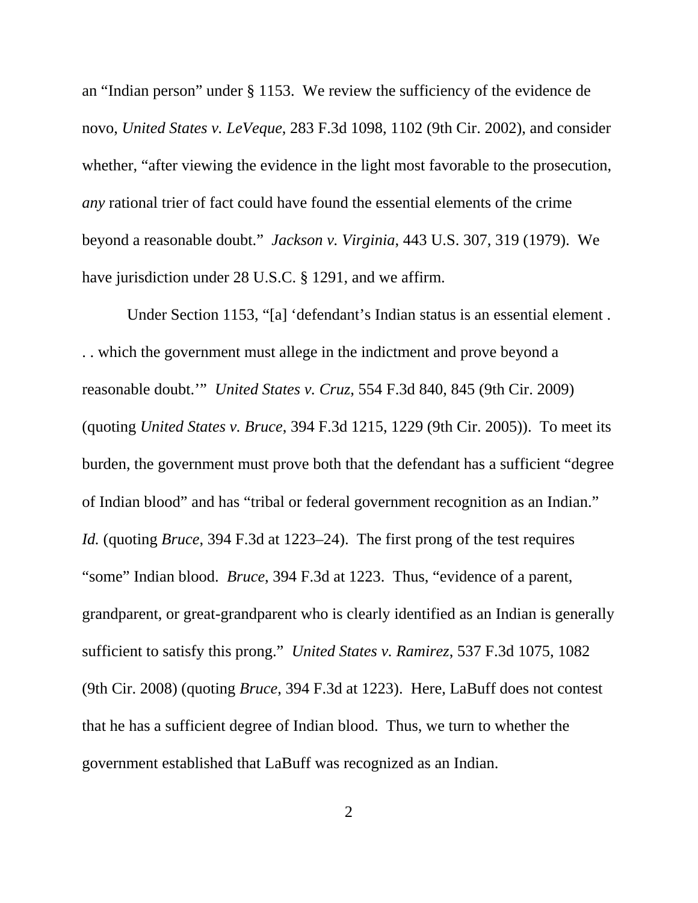an "Indian person" under § 1153. We review the sufficiency of the evidence de novo, *United States v. LeVeque*, 283 F.3d 1098, 1102 (9th Cir. 2002), and consider whether, "after viewing the evidence in the light most favorable to the prosecution, *any* rational trier of fact could have found the essential elements of the crime beyond a reasonable doubt." *Jackson v. Virginia*, 443 U.S. 307, 319 (1979). We have jurisdiction under 28 U.S.C. § 1291, and we affirm.

Under Section 1153, "[a] 'defendant's Indian status is an essential element . . . which the government must allege in the indictment and prove beyond a reasonable doubt.'" *United States v. Cruz,* 554 F.3d 840, 845 (9th Cir. 2009) (quoting *United States v. Bruce*, 394 F.3d 1215, 1229 (9th Cir. 2005)). To meet its burden, the government must prove both that the defendant has a sufficient "degree of Indian blood" and has "tribal or federal government recognition as an Indian." *Id.* (quoting *Bruce*, 394 F.3d at 1223–24). The first prong of the test requires "some" Indian blood. *Bruce*, 394 F.3d at 1223. Thus, "evidence of a parent, grandparent, or great-grandparent who is clearly identified as an Indian is generally sufficient to satisfy this prong." *United States v. Ramirez*, 537 F.3d 1075, 1082 (9th Cir. 2008) (quoting *Bruce*, 394 F.3d at 1223). Here, LaBuff does not contest that he has a sufficient degree of Indian blood. Thus, we turn to whether the government established that LaBuff was recognized as an Indian.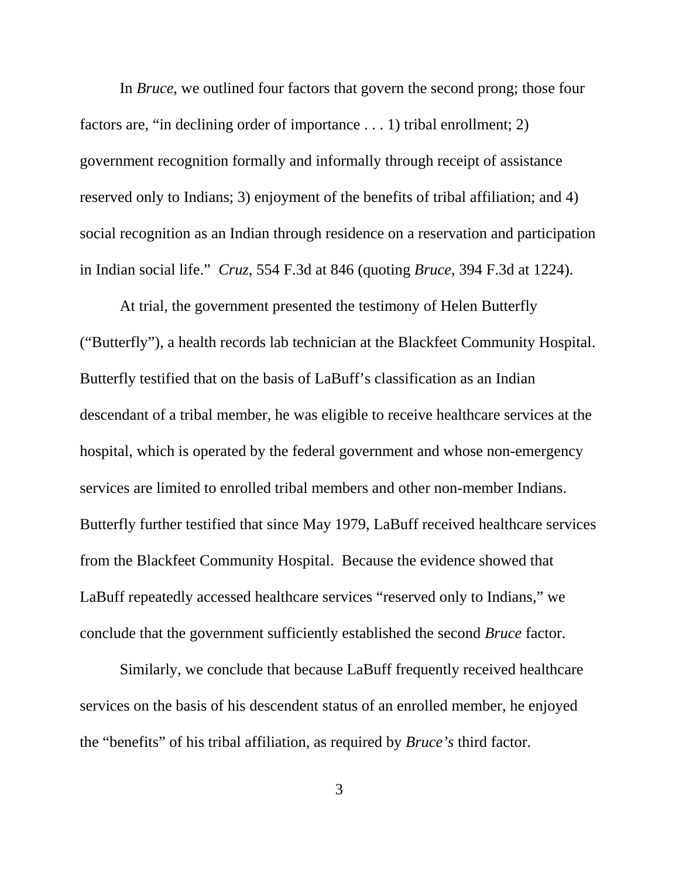In *Bruce*, we outlined four factors that govern the second prong; those four factors are, "in declining order of importance . . . 1) tribal enrollment; 2) government recognition formally and informally through receipt of assistance reserved only to Indians; 3) enjoyment of the benefits of tribal affiliation; and 4) social recognition as an Indian through residence on a reservation and participation in Indian social life." *Cruz*, 554 F.3d at 846 (quoting *Bruce*, 394 F.3d at 1224).

At trial, the government presented the testimony of Helen Butterfly ("Butterfly"), a health records lab technician at the Blackfeet Community Hospital. Butterfly testified that on the basis of LaBuff's classification as an Indian descendant of a tribal member, he was eligible to receive healthcare services at the hospital, which is operated by the federal government and whose non-emergency services are limited to enrolled tribal members and other non-member Indians. Butterfly further testified that since May 1979, LaBuff received healthcare services from the Blackfeet Community Hospital. Because the evidence showed that LaBuff repeatedly accessed healthcare services "reserved only to Indians," we conclude that the government sufficiently established the second *Bruce* factor.

Similarly, we conclude that because LaBuff frequently received healthcare services on the basis of his descendent status of an enrolled member, he enjoyed the "benefits" of his tribal affiliation, as required by *Bruce's* third factor.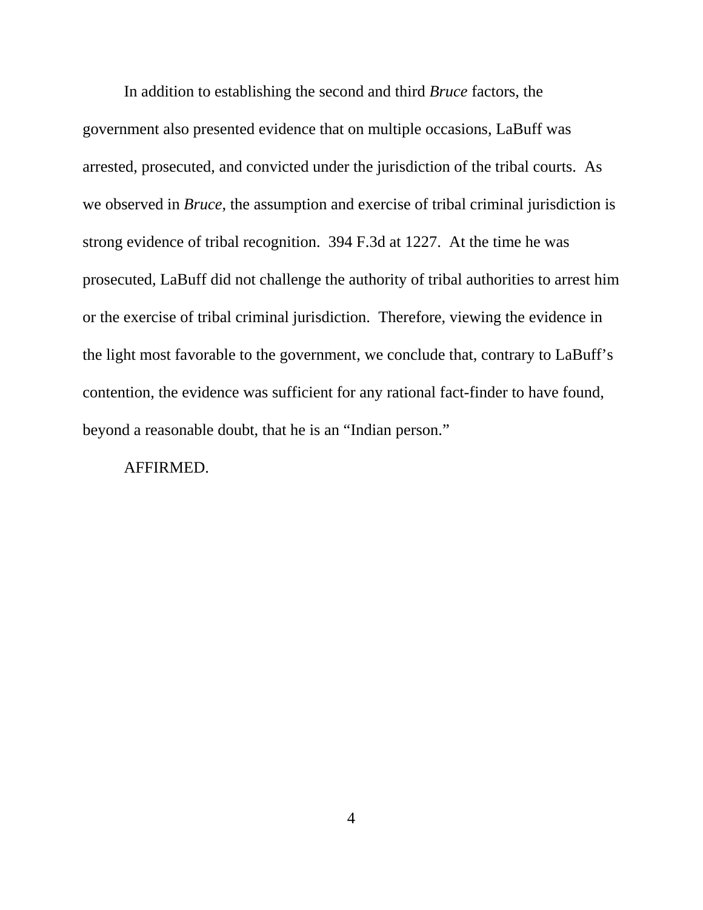In addition to establishing the second and third *Bruce* factors, the government also presented evidence that on multiple occasions, LaBuff was arrested, prosecuted, and convicted under the jurisdiction of the tribal courts. As we observed in *Bruce*, the assumption and exercise of tribal criminal jurisdiction is strong evidence of tribal recognition. 394 F.3d at 1227. At the time he was prosecuted, LaBuff did not challenge the authority of tribal authorities to arrest him or the exercise of tribal criminal jurisdiction. Therefore, viewing the evidence in the light most favorable to the government, we conclude that, contrary to LaBuff's contention, the evidence was sufficient for any rational fact-finder to have found, beyond a reasonable doubt, that he is an "Indian person."

AFFIRMED.